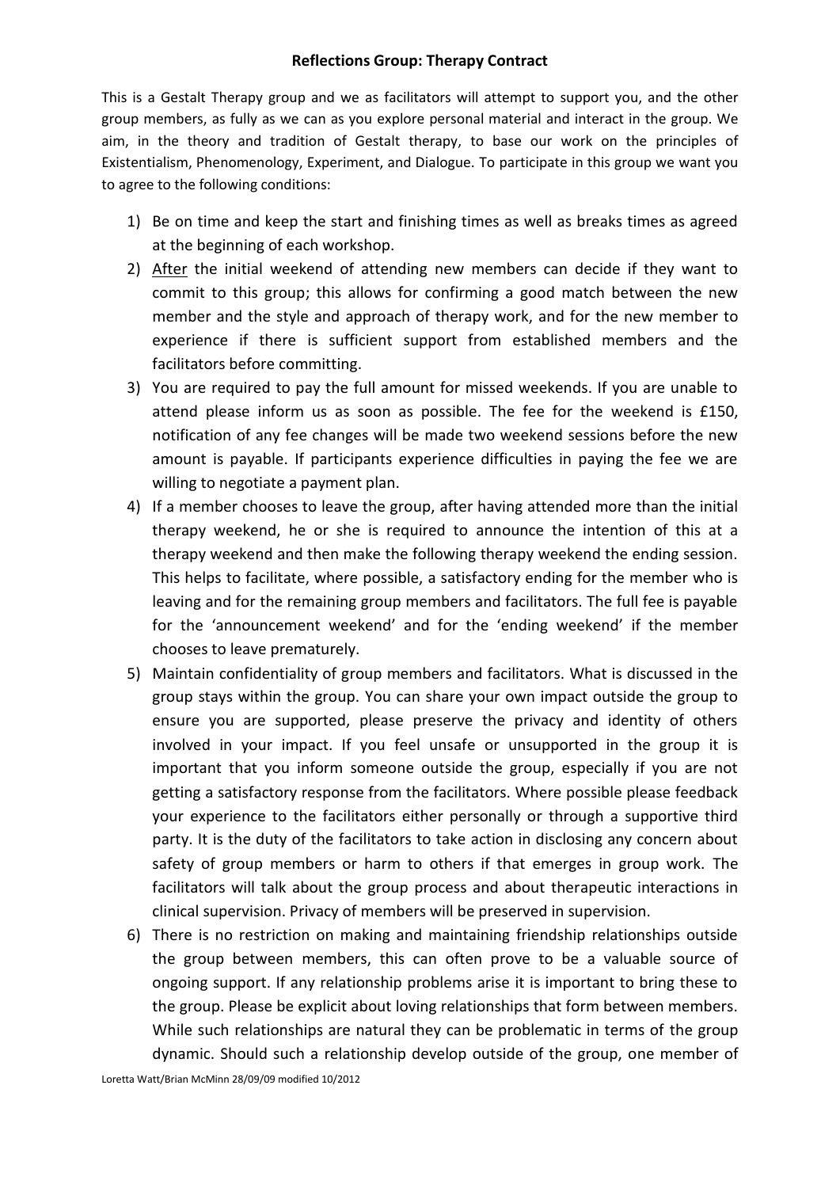**Reflections Group: Therapy Contract**

This is a Gestalt Therapy group and we as facilitators will attempt to support you, and the other group members, as fully as we can as you explore personal material and interact in the group. We aim, in the theory and tradition of Gestalt therapy, to base our work on the principles of Existentialism, Phenomenology, Experiment, and Dialogue. To participate in this group we want you to agree to the following conditions:

1) Be on time and keep the start and finishing times as well as breaks times as agreed at the beginning of each workshop.
2) <u>After</u> the initial weekend of attending new members can decide if they want to commit to this group; this allows for confirming a good match between the new member and the style and approach of therapy work, and for the new member to experience if there is sufficient support from established members and the facilitators before committing.
3) You are required to pay the full amount for missed weekends. If you are unable to attend please inform us as soon as possible. The fee for the weekend is £150, notification of any fee changes will be made two weekend sessions before the new amount is payable. If participants experience difficulties in paying the fee we are willing to negotiate a payment plan.
4) If a member chooses to leave the group, after having attended more than the initial therapy weekend, he or she is required to announce the intention of this at a therapy weekend and then make the following therapy weekend the ending session. This helps to facilitate, where possible, a satisfactory ending for the member who is leaving and for the remaining group members and facilitators. The full fee is payable for the 'announcement weekend' and for the 'ending weekend' if the member chooses to leave prematurely.
5) Maintain confidentiality of group members and facilitators. What is discussed in the group stays within the group. You can share your own impact outside the group to ensure you are supported, please preserve the privacy and identity of others involved in your impact. If you feel unsafe or unsupported in the group it is important that you inform someone outside the group, especially if you are not getting a satisfactory response from the facilitators. Where possible please feedback your experience to the facilitators either personally or through a supportive third party. It is the duty of the facilitators to take action in disclosing any concern about safety of group members or harm to others if that emerges in group work. The facilitators will talk about the group process and about therapeutic interactions in clinical supervision. Privacy of members will be preserved in supervision.
6) There is no restriction on making and maintaining friendship relationships outside the group between members, this can often prove to be a valuable source of ongoing support. If any relationship problems arise it is important to bring these to the group. Please be explicit about loving relationships that form between members. While such relationships are natural they can be problematic in terms of the group dynamic. Should such a relationship develop outside of the group, one member of

Loretta Watt/Brian McMinn 28/09/09 modified 10/2012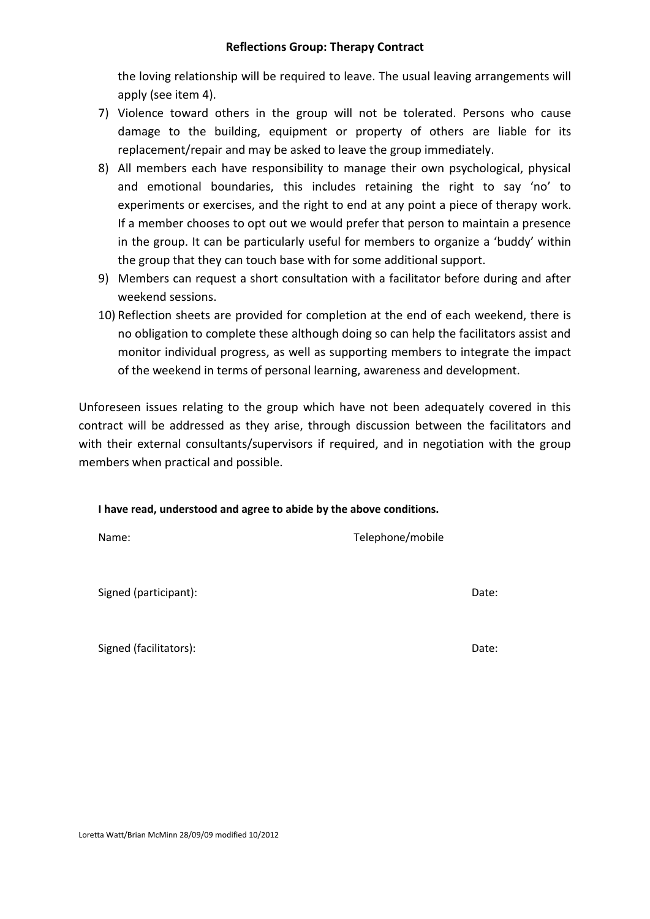the loving relationship will be required to leave. The usual leaving arrangements will apply (see item 4).

7) Violence toward others in the group will not be tolerated. Persons who cause damage to the building, equipment or property of others are liable for its replacement/repair and may be asked to leave the group immediately.
8) All members each have responsibility to manage their own psychological, physical and emotional boundaries, this includes retaining the right to say 'no' to experiments or exercises, and the right to end at any point a piece of therapy work. If a member chooses to opt out we would prefer that person to maintain a presence in the group. It can be particularly useful for members to organize a 'buddy' within the group that they can touch base with for some additional support.
9) Members can request a short consultation with a facilitator before during and after weekend sessions.
10) Reflection sheets are provided for completion at the end of each weekend, there is no obligation to complete these although doing so can help the facilitators assist and monitor individual progress, as well as supporting members to integrate the impact of the weekend in terms of personal learning, awareness and development.

Unforeseen issues relating to the group which have not been adequately covered in this contract will be addressed as they arise, through discussion between the facilitators and with their external consultants/supervisors if required, and in negotiation with the group members when practical and possible.

**I have read, understood and agree to abide by the above conditions.**

Name: Telephone/mobile

Signed (participant): Date:

Signed (facilitators): Date:

Loretta Watt/Brian McMinn 28/09/09 modified 10/2012